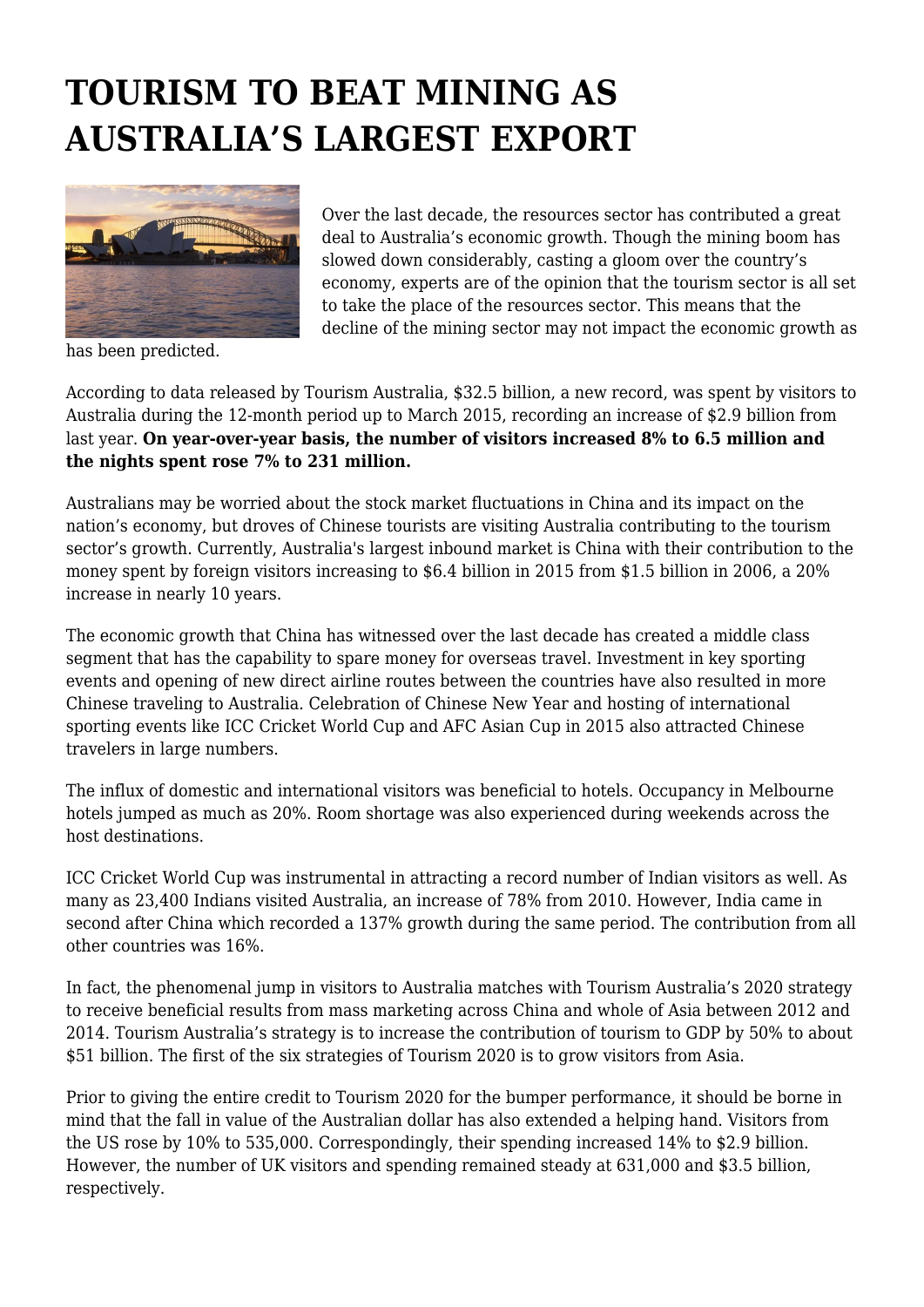# TOURISM TO BEAT MINING AS AUSTRALIA'S LARGEST EXPORT

Over the last decade, the resources sector has contributed a great deal to Australia's economic growth. Though the mining boom has slowed down considerably, casting a gloom over the country's economy, experts are of the opinion that the tourism sector is all set to take the place of the resources sector. This means that the decline of the mining sector may not impact the economic growth as has been predicted.

According to data released by Tourism Australia, $32.5 billion, a new record, was spent by visitors to Australia during the 12-month period up to March 2015, recording an increase of $2.9 billion from last year. **On year-over-year basis, the number of visitors increased 8% to 6.5 million and the nights spent rose 7% to 231 million.**

Australians may be worried about the stock market fluctuations in China and its impact on the nation's economy, but droves of Chinese tourists are visiting Australia contributing to the tourism sector's growth. Currently, Australia's largest inbound market is China with their contribution to the money spent by foreign visitors increasing to $6.4 billion in 2015 from $1.5 billion in 2006, a 20% increase in nearly 10 years.

The economic growth that China has witnessed over the last decade has created a middle class segment that has the capability to spare money for overseas travel. Investment in key sporting events and opening of new direct airline routes between the countries have also resulted in more Chinese traveling to Australia. Celebration of Chinese New Year and hosting of international sporting events like ICC Cricket World Cup and AFC Asian Cup in 2015 also attracted Chinese travelers in large numbers.

The influx of domestic and international visitors was beneficial to hotels. Occupancy in Melbourne hotels jumped as much as 20%. Room shortage was also experienced during weekends across the host destinations.

ICC Cricket World Cup was instrumental in attracting a record number of Indian visitors as well. As many as 23,400 Indians visited Australia, an increase of 78% from 2010. However, India came in second after China which recorded a 137% growth during the same period. The contribution from all other countries was 16%.

In fact, the phenomenal jump in visitors to Australia matches with Tourism Australia's 2020 strategy to receive beneficial results from mass marketing across China and whole of Asia between 2012 and 2014. Tourism Australia's strategy is to increase the contribution of tourism to GDP by 50% to about $51 billion. The first of the six strategies of Tourism 2020 is to grow visitors from Asia.

Prior to giving the entire credit to Tourism 2020 for the bumper performance, it should be borne in mind that the fall in value of the Australian dollar has also extended a helping hand. Visitors from the US rose by 10% to 535,000. Correspondingly, their spending increased 14% to $2.9 billion. However, the number of UK visitors and spending remained steady at 631,000 and $3.5 billion, respectively.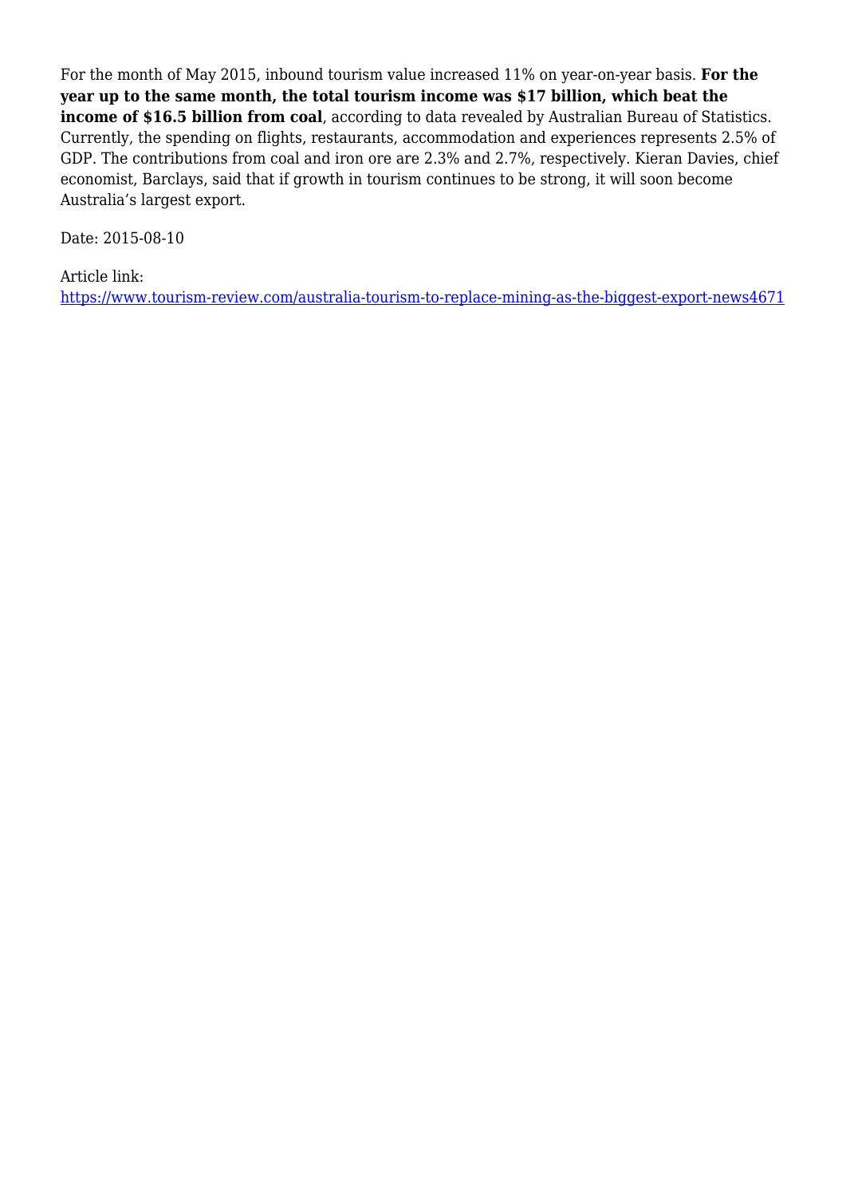For the month of May 2015, inbound tourism value increased 11% on year-on-year basis. **For the year up to the same month, the total tourism income was $17 billion, which beat the income of $16.5 billion from coal**, according to data revealed by Australian Bureau of Statistics. Currently, the spending on flights, restaurants, accommodation and experiences represents 2.5% of GDP. The contributions from coal and iron ore are 2.3% and 2.7%, respectively. Kieran Davies, chief economist, Barclays, said that if growth in tourism continues to be strong, it will soon become Australia's largest export.

Date: 2015-08-10

Article link:
[https://www.tourism-review.com/australia-tourism-to-replace-mining-as-the-biggest-export-news4671](https://www.tourism-review.com/australia-tourism-to-replace-mining-as-the-biggest-export-news4671)